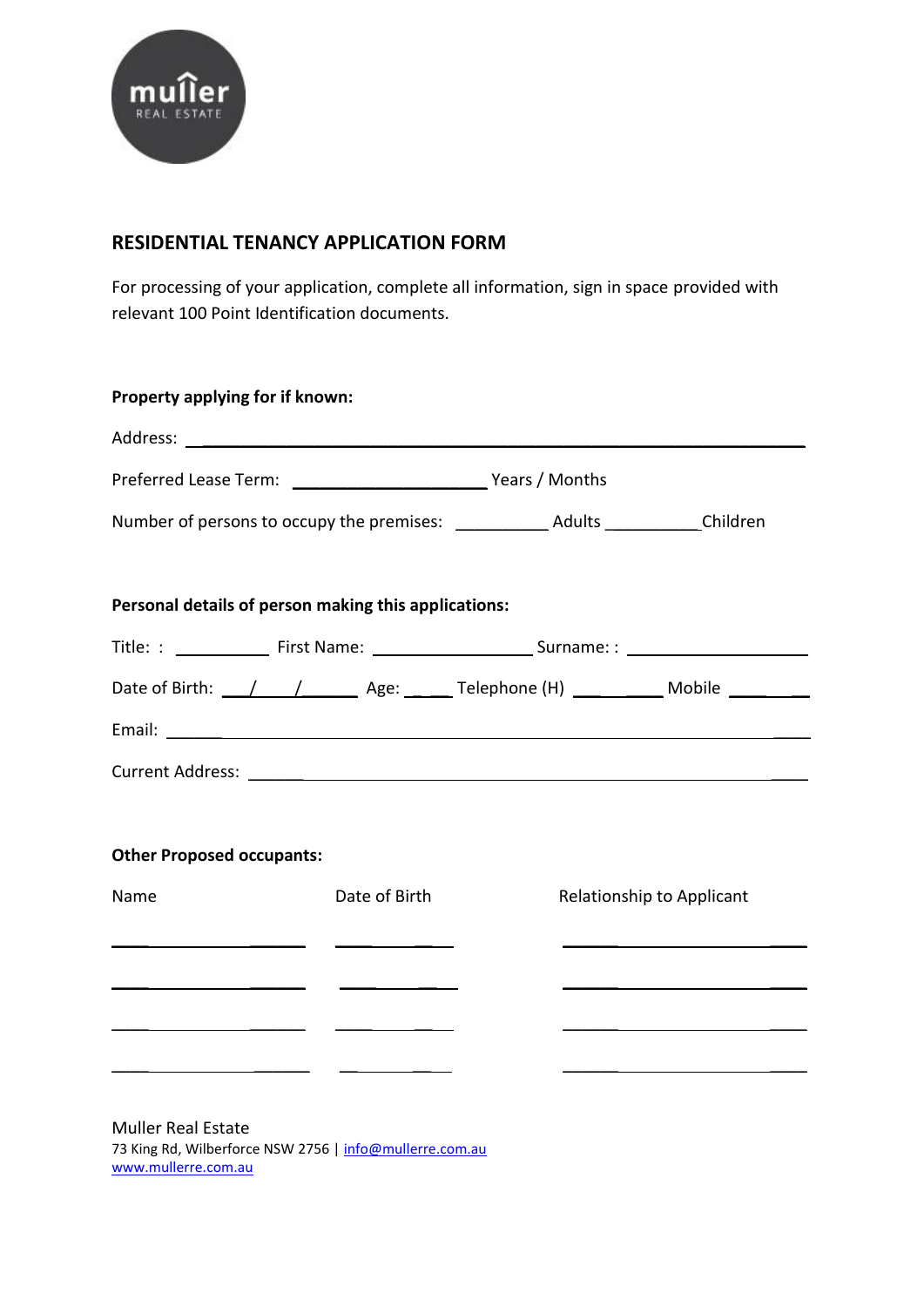muller
REAL ESTATE

## RESIDENTIAL TENANCY APPLICATION FORM

For processing of your application, complete all information, sign in space provided with relevant 100 Point Identification documents.

**Property applying for if known:**

Address: ____________________________________________________________

Preferred Lease Term: ____________________ Years / Months

Number of persons to occupy the premises: __________ Adults __________Children

**Personal details of person making this applications:**

Title: : __________ First Name: _________________ Surname: : ___________________

Date of Birth: ___/___/______ Age: _____ Telephone (H) __________ Mobile ________

Email: ____________________________________________________________

Current Address: ____________________________________________________________

**Other Proposed occupants:**

| Name | Date of Birth | Relationship to Applicant |
|---|---|---|
| | | |
| | | |
| | | |
| | | |

Muller Real Estate
73 King Rd, Wilberforce NSW 2756 | info@mullerre.com.au
www.mullerre.com.au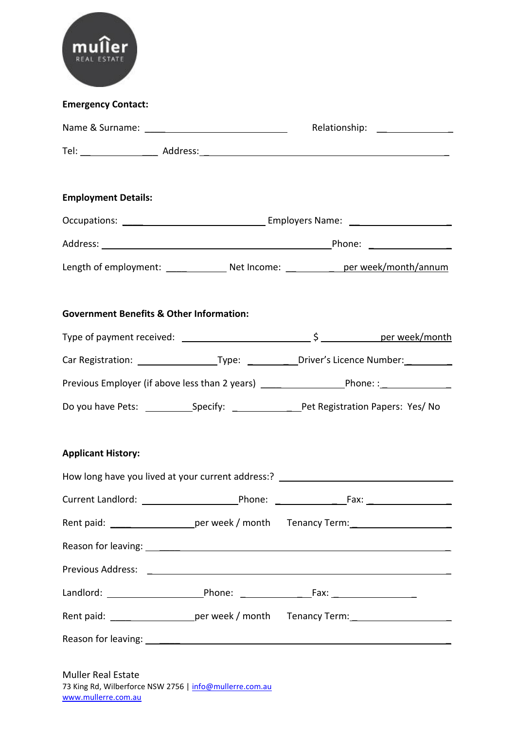muller
REAL ESTATE

**Emergency Contact:**

Name & Surname: ______________________________ Relationship: ______________

Tel: ________________ Address: ______________________________________________

**Employment Details:**

Occupations: ______________________________ Employers Name: ____________________

Address: ______________________________________________ Phone: ________________

Length of employment: ____________ Net Income: __________ per week/month/annum

**Government Benefits & Other Information:**

Type of payment received: __________________________ $ ____________ per week/month

Car Registration: ________________ Type: __________ Driver's Licence Number: __________

Previous Employer (if above less than 2 years) __________________ Phone: : ______________

Do you have Pets: __________ Specify: ______________ Pet Registration Papers: Yes/ No

**Applicant History:**

How long have you lived at your current address:? ______________________________

Current Landlord: ____________________ Phone: ______________ Fax: ________________

Rent paid: __________________ per week / month Tenancy Term: ____________________

Reason for leaving: ______________________________________________________________

Previous Address: _______________________________________________________________

Landlord: ____________________ Phone: ______________ Fax: ________________

Rent paid: __________________ per week / month Tenancy Term: ____________________

Reason for leaving: ______________________________________________________________

Muller Real Estate
73 King Rd, Wilberforce NSW 2756 | info@mullerre.com.au
www.mullerre.com.au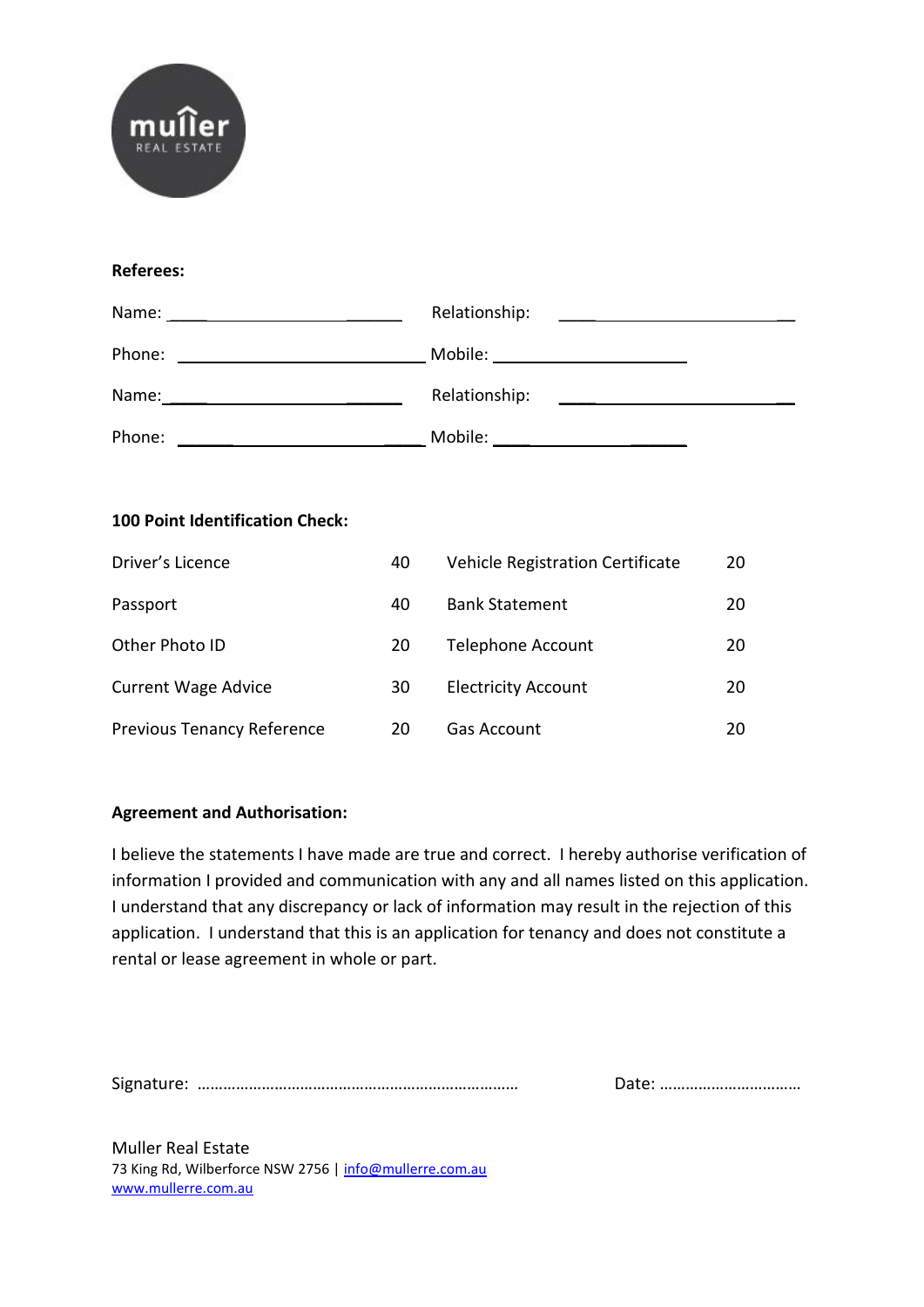muller REAL ESTATE

**Referees:**

Name: ______________________________ Relationship: ______________________________

Phone: ______________________________ Mobile: ______________________________

Name: ______________________________ Relationship: ______________________________

Phone: ______________________________ Mobile: ______________________________

**100 Point Identification Check:**

| | | | |
|---|---|---|---|
| Driver's Licence | 40 | Vehicle Registration Certificate | 20 |
| Passport | 40 | Bank Statement | 20 |
| Other Photo ID | 20 | Telephone Account | 20 |
| Current Wage Advice | 30 | Electricity Account | 20 |
| Previous Tenancy Reference | 20 | Gas Account | 20 |

**Agreement and Authorisation:**

I believe the statements I have made are true and correct. I hereby authorise verification of information I provided and communication with any and all names listed on this application. I understand that any discrepancy or lack of information may result in the rejection of this application. I understand that this is an application for tenancy and does not constitute a rental or lease agreement in whole or part.

Signature: ………………………………………………………………… Date: ……………………………

Muller Real Estate
73 King Rd, Wilberforce NSW 2756 | info@mullerre.com.au
www.mullerre.com.au